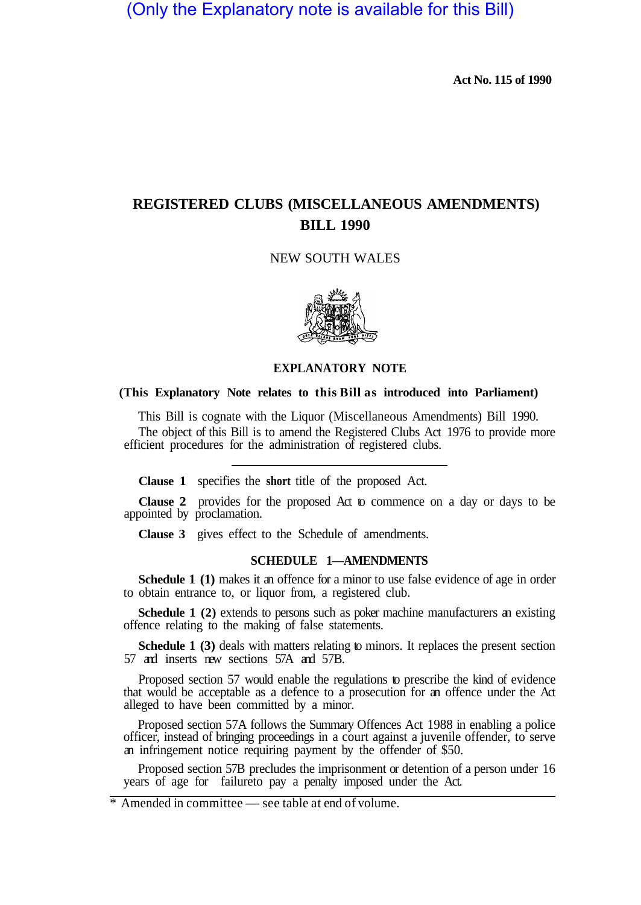(Only the Explanatory note is available for this Bill)

**Act No. 115 of 1990**

# REGISTERED CLUBS (MISCELLANEOUS AMENDMENTS) BILL 1990

NEW SOUTH WALES

## EXPLANATORY NOTE

**(This Explanatory Note relates to this Bill as introduced into Parliament)**

This Bill is cognate with the Liquor (Miscellaneous Amendments) Bill 1990.

The object of this Bill is to amend the Registered Clubs Act 1976 to provide more efficient procedures for the administration of registered clubs.

---

**Clause 1** specifies the **short** title of the proposed Act.

**Clause 2** provides for the proposed Act to commence on a day or days to be appointed by proclamation.

**Clause 3** gives effect to the Schedule of amendments.

### SCHEDULE 1—AMENDMENTS

**Schedule 1 (1)** makes it an offence for a minor to use false evidence of age in order to obtain entrance to, or liquor from, a registered club.

**Schedule 1 (2)** extends to persons such as poker machine manufacturers an existing offence relating to the making of false statements.

**Schedule 1 (3)** deals with matters relating to minors. It replaces the present section 57 and inserts new sections 57A and 57B.

Proposed section 57 would enable the regulations to prescribe the kind of evidence that would be acceptable as a defence to a prosecution for an offence under the Act alleged to have been committed by a minor.

Proposed section 57A follows the Summary Offences Act 1988 in enabling a police officer, instead of bringing proceedings in a court against a juvenile offender, to serve an infringement notice requiring payment by the offender of $50.

Proposed section 57B precludes the imprisonment or detention of a person under 16 years of age for failureto pay a penalty imposed under the Act.

* Amended in committee — see table at end of volume.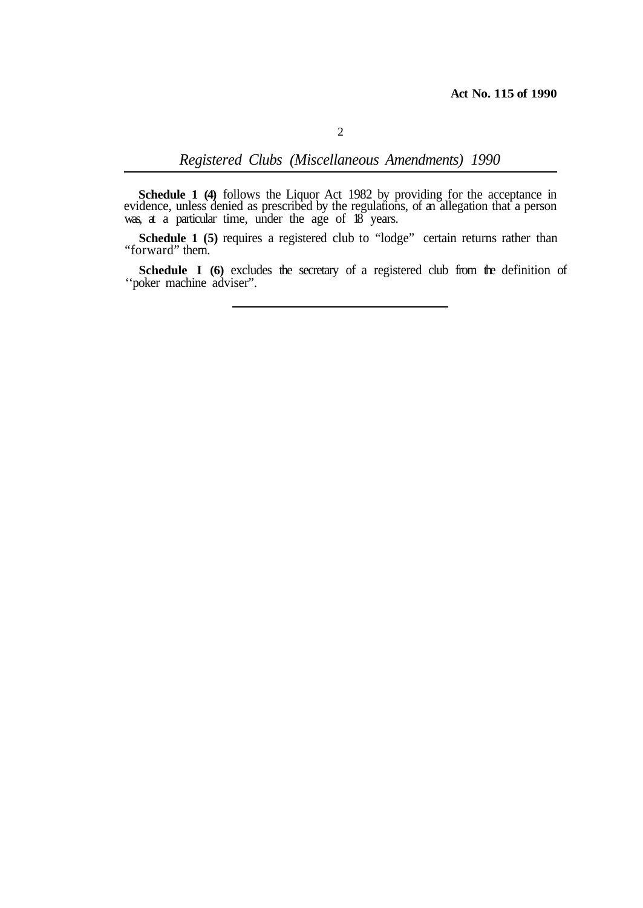**Schedule 1 (4)** follows the Liquor Act 1982 by providing for the acceptance in evidence, unless denied as prescribed by the regulations, of an allegation that a person was, at a particular time, under the age of 18 years.

**Schedule 1 (5)** requires a registered club to "lodge" certain returns rather than "forward" them.

**Schedule I (6)** excludes the secretary of a registered club from the definition of "poker machine adviser".